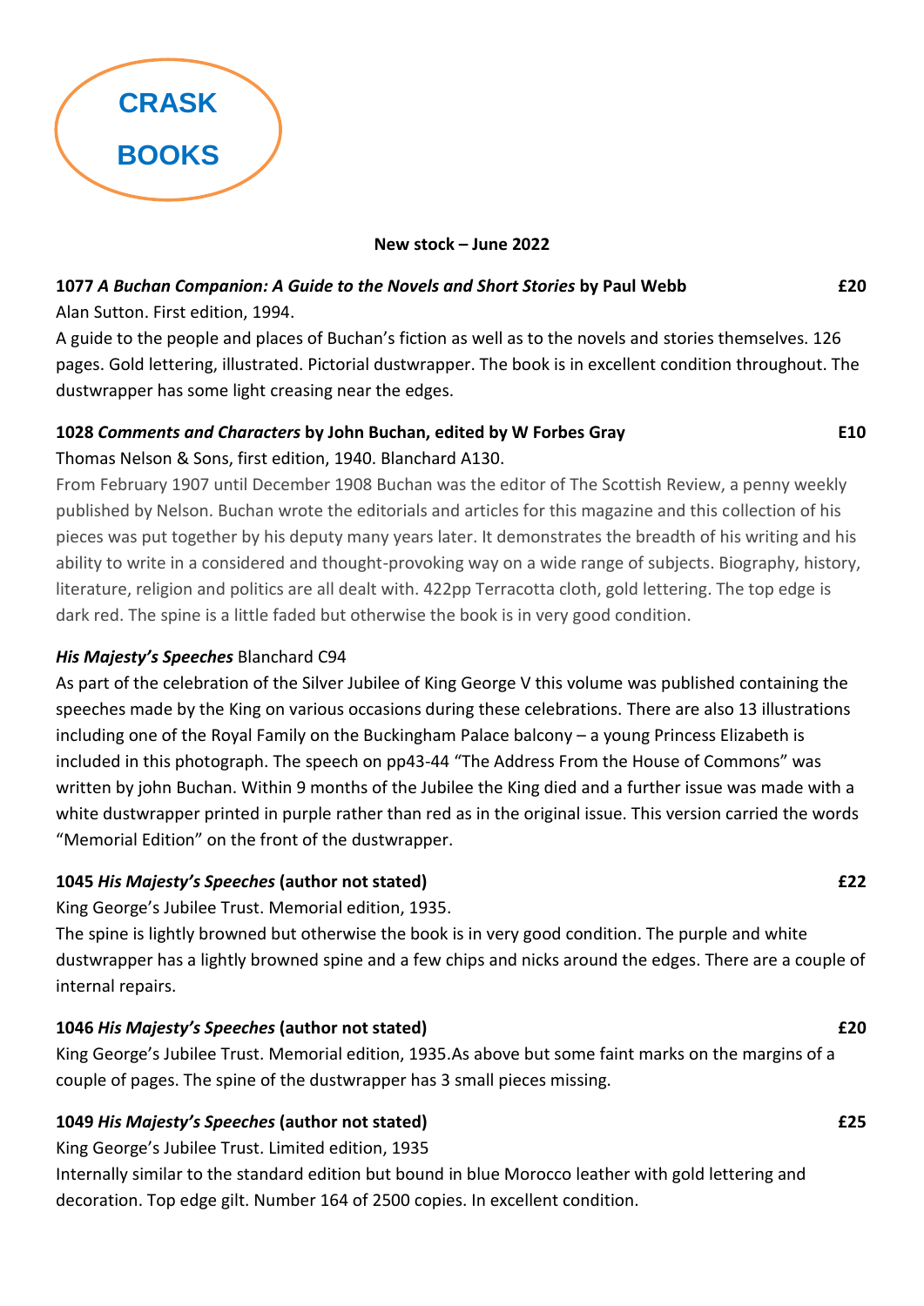# CRASK BOOKS

**New stock – June 2022**

**1077 *A Buchan Companion: A Guide to the Novels and Short Stories* by Paul Webb** **£20**

Alan Sutton. First edition, 1994.

A guide to the people and places of Buchan's fiction as well as to the novels and stories themselves. 126 pages. Gold lettering, illustrated. Pictorial dustwrapper. The book is in excellent condition throughout. The dustwrapper has some light creasing near the edges.

**1028 *Comments and Characters* by John Buchan, edited by W Forbes Gray** **E10**

Thomas Nelson & Sons, first edition, 1940. Blanchard A130.

From February 1907 until December 1908 Buchan was the editor of The Scottish Review, a penny weekly published by Nelson. Buchan wrote the editorials and articles for this magazine and this collection of his pieces was put together by his deputy many years later. It demonstrates the breadth of his writing and his ability to write in a considered and thought-provoking way on a wide range of subjects. Biography, history, literature, religion and politics are all dealt with. 422pp Terracotta cloth, gold lettering. The top edge is dark red. The spine is a little faded but otherwise the book is in very good condition.

***His Majesty's Speeches*** Blanchard C94

As part of the celebration of the Silver Jubilee of King George V this volume was published containing the speeches made by the King on various occasions during these celebrations. There are also 13 illustrations including one of the Royal Family on the Buckingham Palace balcony – a young Princess Elizabeth is included in this photograph. The speech on pp43-44 "The Address From the House of Commons" was written by john Buchan. Within 9 months of the Jubilee the King died and a further issue was made with a white dustwrapper printed in purple rather than red as in the original issue. This version carried the words "Memorial Edition" on the front of the dustwrapper.

**1045 *His Majesty's Speeches* (author not stated)** **£22**

King George's Jubilee Trust. Memorial edition, 1935.

The spine is lightly browned but otherwise the book is in very good condition. The purple and white dustwrapper has a lightly browned spine and a few chips and nicks around the edges. There are a couple of internal repairs.

**1046 *His Majesty's Speeches* (author not stated)** **£20**

King George's Jubilee Trust. Memorial edition, 1935.As above but some faint marks on the margins of a couple of pages. The spine of the dustwrapper has 3 small pieces missing.

**1049 *His Majesty's Speeches* (author not stated)** **£25**

King George's Jubilee Trust. Limited edition, 1935

Internally similar to the standard edition but bound in blue Morocco leather with gold lettering and decoration. Top edge gilt. Number 164 of 2500 copies. In excellent condition.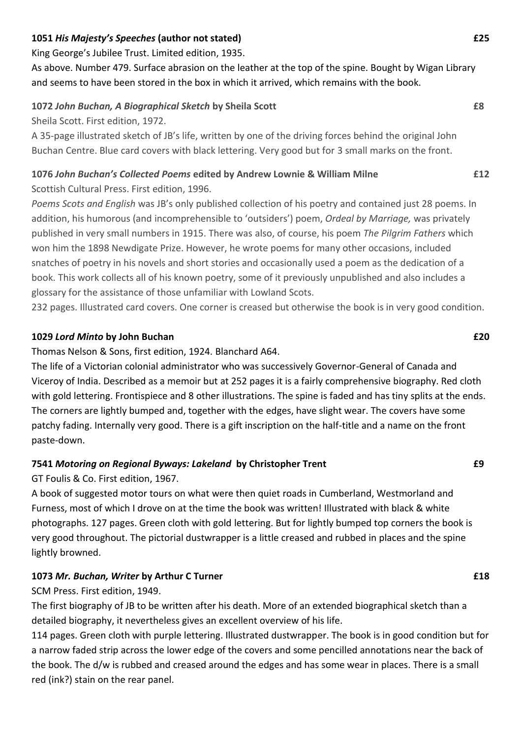**1051 *His Majesty's Speeches* (author not stated)** **£25**

King George's Jubilee Trust. Limited edition, 1935.

As above. Number 479. Surface abrasion on the leather at the top of the spine. Bought by Wigan Library and seems to have been stored in the box in which it arrived, which remains with the book.

**1072 *John Buchan, A Biographical Sketch* by Sheila Scott** **£8**

Sheila Scott. First edition, 1972.

A 35-page illustrated sketch of JB's life, written by one of the driving forces behind the original John Buchan Centre. Blue card covers with black lettering. Very good but for 3 small marks on the front.

**1076 *John Buchan's Collected Poems* edited by Andrew Lownie & William Milne** **£12**

Scottish Cultural Press. First edition, 1996.

*Poems Scots and English* was JB's only published collection of his poetry and contained just 28 poems. In addition, his humorous (and incomprehensible to 'outsiders') poem, *Ordeal by Marriage,* was privately published in very small numbers in 1915. There was also, of course, his poem *The Pilgrim Fathers* which won him the 1898 Newdigate Prize. However, he wrote poems for many other occasions, included snatches of poetry in his novels and short stories and occasionally used a poem as the dedication of a book. This work collects all of his known poetry, some of it previously unpublished and also includes a glossary for the assistance of those unfamiliar with Lowland Scots.

232 pages. Illustrated card covers. One corner is creased but otherwise the book is in very good condition.

**1029 *Lord Minto* by John Buchan** **£20**

Thomas Nelson & Sons, first edition, 1924. Blanchard A64.

The life of a Victorian colonial administrator who was successively Governor-General of Canada and Viceroy of India. Described as a memoir but at 252 pages it is a fairly comprehensive biography. Red cloth with gold lettering. Frontispiece and 8 other illustrations. The spine is faded and has tiny splits at the ends. The corners are lightly bumped and, together with the edges, have slight wear. The covers have some patchy fading. Internally very good. There is a gift inscription on the half-title and a name on the front paste-down.

**7541 *Motoring on Regional Byways: Lakeland* by Christopher Trent** **£9**

GT Foulis & Co. First edition, 1967.

A book of suggested motor tours on what were then quiet roads in Cumberland, Westmorland and Furness, most of which I drove on at the time the book was written! Illustrated with black & white photographs. 127 pages. Green cloth with gold lettering. But for lightly bumped top corners the book is very good throughout. The pictorial dustwrapper is a little creased and rubbed in places and the spine lightly browned.

**1073 *Mr. Buchan, Writer* by Arthur C Turner** **£18**

SCM Press. First edition, 1949.

The first biography of JB to be written after his death. More of an extended biographical sketch than a detailed biography, it nevertheless gives an excellent overview of his life.

114 pages. Green cloth with purple lettering. Illustrated dustwrapper. The book is in good condition but for a narrow faded strip across the lower edge of the covers and some pencilled annotations near the back of the book. The d/w is rubbed and creased around the edges and has some wear in places. There is a small red (ink?) stain on the rear panel.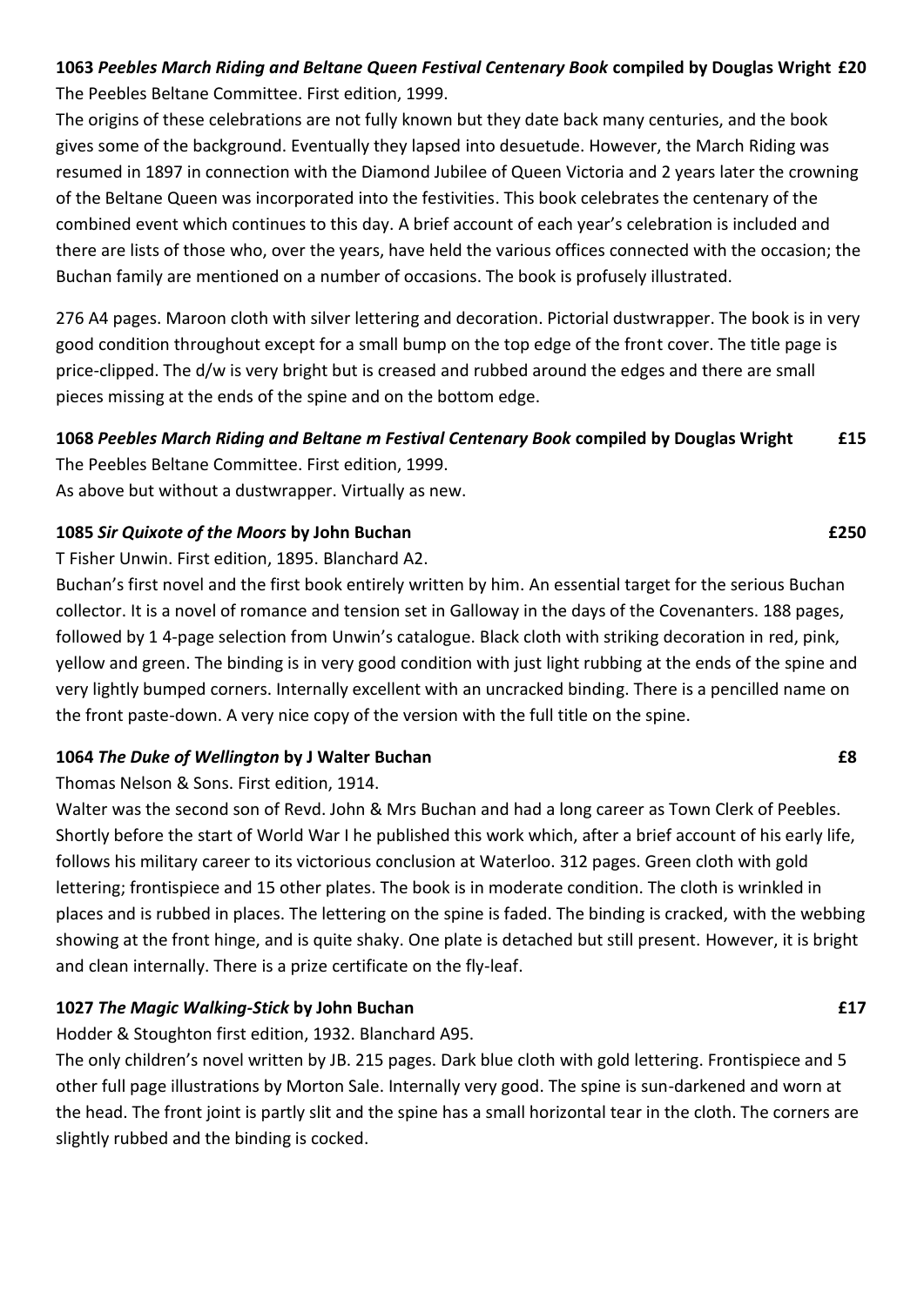**1063** ***Peebles March Riding and Beltane Queen Festival Centenary Book*** **compiled by Douglas Wright £20**
The Peebles Beltane Committee. First edition, 1999.
The origins of these celebrations are not fully known but they date back many centuries, and the book gives some of the background. Eventually they lapsed into desuetude. However, the March Riding was resumed in 1897 in connection with the Diamond Jubilee of Queen Victoria and 2 years later the crowning of the Beltane Queen was incorporated into the festivities. This book celebrates the centenary of the combined event which continues to this day. A brief account of each year's celebration is included and there are lists of those who, over the years, have held the various offices connected with the occasion; the Buchan family are mentioned on a number of occasions. The book is profusely illustrated.

276 A4 pages. Maroon cloth with silver lettering and decoration. Pictorial dustwrapper. The book is in very good condition throughout except for a small bump on the top edge of the front cover. The title page is price-clipped. The d/w is very bright but is creased and rubbed around the edges and there are small pieces missing at the ends of the spine and on the bottom edge.

**1068** ***Peebles March Riding and Beltane m Festival Centenary Book*** **compiled by Douglas Wright £15**
The Peebles Beltane Committee. First edition, 1999.
As above but without a dustwrapper. Virtually as new.

**1085** ***Sir Quixote of the Moors*** **by John Buchan £250**
T Fisher Unwin. First edition, 1895. Blanchard A2.
Buchan's first novel and the first book entirely written by him. An essential target for the serious Buchan collector. It is a novel of romance and tension set in Galloway in the days of the Covenanters. 188 pages, followed by 1 4-page selection from Unwin's catalogue. Black cloth with striking decoration in red, pink, yellow and green. The binding is in very good condition with just light rubbing at the ends of the spine and very lightly bumped corners. Internally excellent with an uncracked binding. There is a pencilled name on the front paste-down. A very nice copy of the version with the full title on the spine.

**1064** ***The Duke of Wellington*** **by J Walter Buchan £8**
Thomas Nelson & Sons. First edition, 1914.
Walter was the second son of Revd. John & Mrs Buchan and had a long career as Town Clerk of Peebles. Shortly before the start of World War I he published this work which, after a brief account of his early life, follows his military career to its victorious conclusion at Waterloo. 312 pages. Green cloth with gold lettering; frontispiece and 15 other plates. The book is in moderate condition. The cloth is wrinkled in places and is rubbed in places. The lettering on the spine is faded. The binding is cracked, with the webbing showing at the front hinge, and is quite shaky. One plate is detached but still present. However, it is bright and clean internally. There is a prize certificate on the fly-leaf.

**1027** ***The Magic Walking-Stick*** **by John Buchan £17**
Hodder & Stoughton first edition, 1932. Blanchard A95.
The only children's novel written by JB. 215 pages. Dark blue cloth with gold lettering. Frontispiece and 5 other full page illustrations by Morton Sale. Internally very good. The spine is sun-darkened and worn at the head. The front joint is partly slit and the spine has a small horizontal tear in the cloth. The corners are slightly rubbed and the binding is cocked.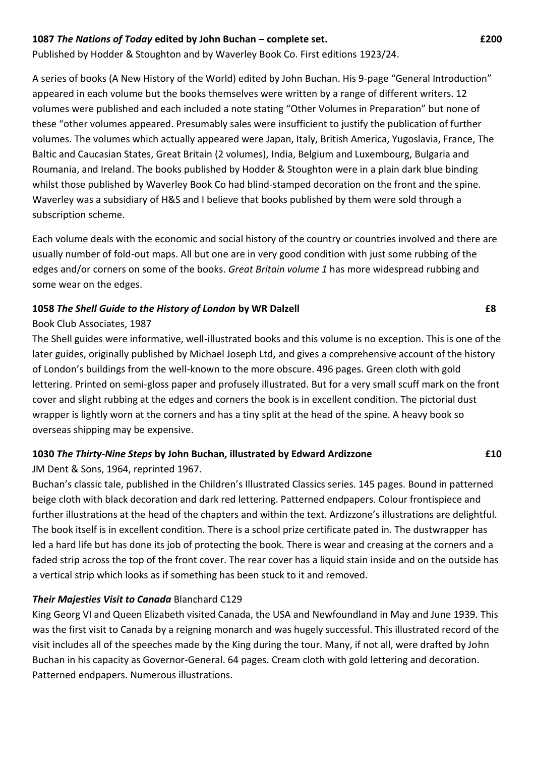**1087 *The Nations of Today* edited by John Buchan – complete set.** **£200**

Published by Hodder & Stoughton and by Waverley Book Co. First editions 1923/24.

A series of books (A New History of the World) edited by John Buchan. His 9-page "General Introduction" appeared in each volume but the books themselves were written by a range of different writers. 12 volumes were published and each included a note stating "Other Volumes in Preparation" but none of these "other volumes appeared. Presumably sales were insufficient to justify the publication of further volumes. The volumes which actually appeared were Japan, Italy, British America, Yugoslavia, France, The Baltic and Caucasian States, Great Britain (2 volumes), India, Belgium and Luxembourg, Bulgaria and Roumania, and Ireland. The books published by Hodder & Stoughton were in a plain dark blue binding whilst those published by Waverley Book Co had blind-stamped decoration on the front and the spine. Waverley was a subsidiary of H&S and I believe that books published by them were sold through a subscription scheme.

Each volume deals with the economic and social history of the country or countries involved and there are usually number of fold-out maps. All but one are in very good condition with just some rubbing of the edges and/or corners on some of the books. *Great Britain volume 1* has more widespread rubbing and some wear on the edges.

**1058 *The Shell Guide to the History of London* by WR Dalzell** **£8**

Book Club Associates, 1987

The Shell guides were informative, well-illustrated books and this volume is no exception. This is one of the later guides, originally published by Michael Joseph Ltd, and gives a comprehensive account of the history of London's buildings from the well-known to the more obscure. 496 pages. Green cloth with gold lettering. Printed on semi-gloss paper and profusely illustrated. But for a very small scuff mark on the front cover and slight rubbing at the edges and corners the book is in excellent condition. The pictorial dust wrapper is lightly worn at the corners and has a tiny split at the head of the spine. A heavy book so overseas shipping may be expensive.

**1030 *The Thirty-Nine Steps* by John Buchan, illustrated by Edward Ardizzone** **£10**

JM Dent & Sons, 1964, reprinted 1967.

Buchan's classic tale, published in the Children's Illustrated Classics series. 145 pages. Bound in patterned beige cloth with black decoration and dark red lettering. Patterned endpapers. Colour frontispiece and further illustrations at the head of the chapters and within the text. Ardizzone's illustrations are delightful. The book itself is in excellent condition. There is a school prize certificate pated in. The dustwrapper has led a hard life but has done its job of protecting the book. There is wear and creasing at the corners and a faded strip across the top of the front cover. The rear cover has a liquid stain inside and on the outside has a vertical strip which looks as if something has been stuck to it and removed.

***Their Majesties Visit to Canada*** Blanchard C129

King Georg VI and Queen Elizabeth visited Canada, the USA and Newfoundland in May and June 1939. This was the first visit to Canada by a reigning monarch and was hugely successful. This illustrated record of the visit includes all of the speeches made by the King during the tour. Many, if not all, were drafted by John Buchan in his capacity as Governor-General. 64 pages. Cream cloth with gold lettering and decoration. Patterned endpapers. Numerous illustrations.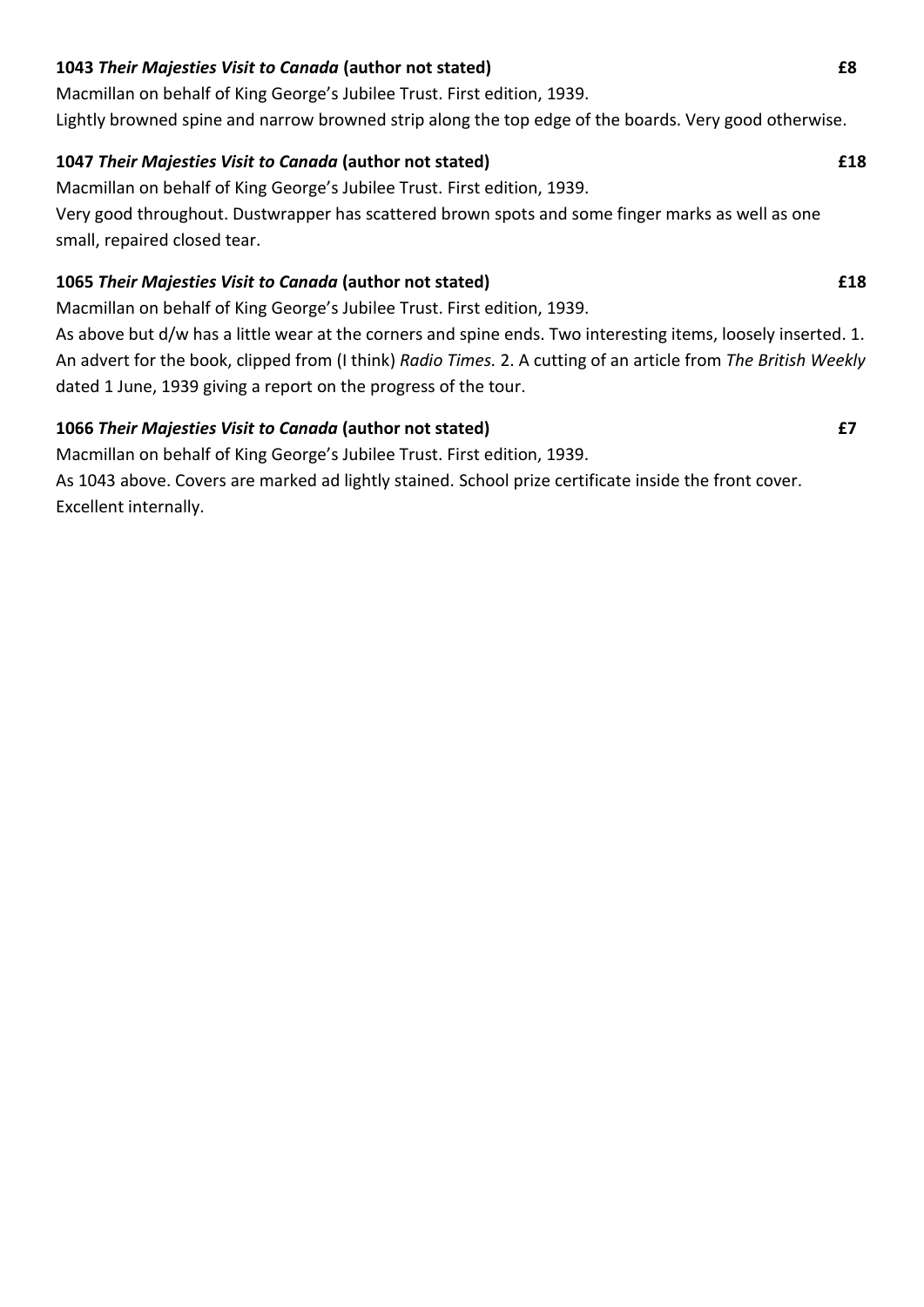**1043 *Their Majesties Visit to Canada* (author not stated) £8**

Macmillan on behalf of King George's Jubilee Trust. First edition, 1939.

Lightly browned spine and narrow browned strip along the top edge of the boards. Very good otherwise.

**1047 *Their Majesties Visit to Canada* (author not stated) £18**

Macmillan on behalf of King George's Jubilee Trust. First edition, 1939.

Very good throughout. Dustwrapper has scattered brown spots and some finger marks as well as one small, repaired closed tear.

**1065 *Their Majesties Visit to Canada* (author not stated) £18**

Macmillan on behalf of King George's Jubilee Trust. First edition, 1939.

As above but d/w has a little wear at the corners and spine ends. Two interesting items, loosely inserted. 1. An advert for the book, clipped from (I think) *Radio Times.* 2. A cutting of an article from *The British Weekly* dated 1 June, 1939 giving a report on the progress of the tour.

**1066 *Their Majesties Visit to Canada* (author not stated) £7**

Macmillan on behalf of King George's Jubilee Trust. First edition, 1939.

As 1043 above. Covers are marked ad lightly stained. School prize certificate inside the front cover. Excellent internally.